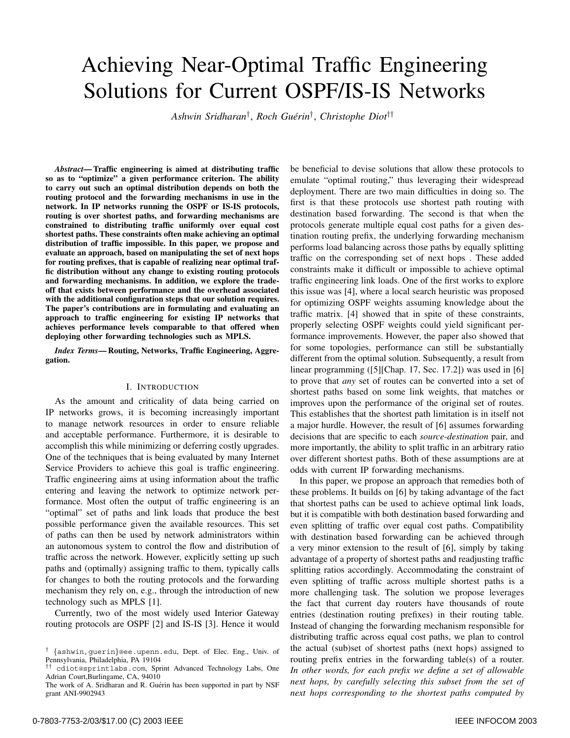# Achieving Near-Optimal Traffic Engineering Solutions for Current OSPF/IS-IS Networks

*Ashwin Sridharan*[†], *Roch Guérin*[†], *Christophe Diot*[††]

***Abstract*— Traffic engineering is aimed at distributing traffic so as to "optimize" a given performance criterion. The ability to carry out such an optimal distribution depends on both the routing protocol and the forwarding mechanisms in use in the network. In IP networks running the OSPF or IS-IS protocols, routing is over shortest paths, and forwarding mechanisms are constrained to distributing traffic uniformly over equal cost shortest paths. These constraints often make achieving an optimal distribution of traffic impossible. In this paper, we propose and evaluate an approach, based on manipulating the set of next hops for routing prefixes, that is capable of realizing near optimal traffic distribution without any change to existing routing protocols and forwarding mechanisms. In addition, we explore the trade-off that exists between performance and the overhead associated with the additional configuration steps that our solution requires. The paper's contributions are in formulating and evaluating an approach to traffic engineering for existing IP networks that achieves performance levels comparable to that offered when deploying other forwarding technologies such as MPLS.**

***Index Terms*— Routing, Networks, Traffic Engineering, Aggregation.**

## I. Introduction

As the amount and criticality of data being carried on IP networks grows, it is becoming increasingly important to manage network resources in order to ensure reliable and acceptable performance. Furthermore, it is desirable to accomplish this while minimizing or deferring costly upgrades. One of the techniques that is being evaluated by many Internet Service Providers to achieve this goal is traffic engineering. Traffic engineering aims at using information about the traffic entering and leaving the network to optimize network performance. Most often the output of traffic engineering is an "optimal" set of paths and link loads that produce the best possible performance given the available resources. This set of paths can then be used by network administrators within an autonomous system to control the flow and distribution of traffic across the network. However, explicitly setting up such paths and (optimally) assigning traffic to them, typically calls for changes to both the routing protocols and the forwarding mechanism they rely on, e.g., through the introduction of new technology such as MPLS [1].

Currently, two of the most widely used Interior Gateway routing protocols are OSPF [2] and IS-IS [3]. Hence it would be beneficial to devise solutions that allow these protocols to emulate "optimal routing," thus leveraging their widespread deployment. There are two main difficulties in doing so. The first is that these protocols use shortest path routing with destination based forwarding. The second is that when the protocols generate multiple equal cost paths for a given destination routing prefix, the underlying forwarding mechanism performs load balancing across those paths by equally splitting traffic on the corresponding set of next hops . These added constraints make it difficult or impossible to achieve optimal traffic engineering link loads. One of the first works to explore this issue was [4], where a local search heuristic was proposed for optimizing OSPF weights assuming knowledge about the traffic matrix. [4] showed that in spite of these constraints, properly selecting OSPF weights could yield significant performance improvements. However, the paper also showed that for some topologies, performance can still be substantially different from the optimal solution. Subsequently, a result from linear programming ([5][Chap. 17, Sec. 17.2]) was used in [6] to prove that *any* set of routes can be converted into a set of shortest paths based on some link weights, that matches or improves upon the performance of the original set of routes. This establishes that the shortest path limitation is in itself not a major hurdle. However, the result of [6] assumes forwarding decisions that are specific to each *source-destination* pair, and more importantly, the ability to split traffic in an arbitrary ratio over different shortest paths. Both of these assumptions are at odds with current IP forwarding mechanisms.

In this paper, we propose an approach that remedies both of these problems. It builds on [6] by taking advantage of the fact that shortest paths can be used to achieve optimal link loads, but it is compatible with both destination based forwarding and even splitting of traffic over equal cost paths. Compatibility with destination based forwarding can be achieved through a very minor extension to the result of [6], simply by taking advantage of a property of shortest paths and readjusting traffic splitting ratios accordingly. Accommodating the constraint of even splitting of traffic across multiple shortest paths is a more challenging task. The solution we propose leverages the fact that current day routers have thousands of route entries (destination routing prefixes) in their routing table. Instead of changing the forwarding mechanism responsible for distributing traffic across equal cost paths, we plan to control the actual (sub)set of shortest paths (next hops) assigned to routing prefix entries in the forwarding table(s) of a router. *In other words, for each prefix we define a set of allowable next hops, by carefully selecting this subset from the set of next hops corresponding to the shortest paths computed by*

---

[†] {ashwin,guerin}@ee.upenn.edu, Dept. of Elec. Eng., Univ. of Pennsylvania, Philadelphia, PA 19104

[††] cdiot@sprintlabs.com, Sprint Advanced Technology Labs, One Adrian Court,Burlingame, CA, 94010

The work of A. Sridharan and R. Guérin has been supported in part by NSF grant ANI-9902943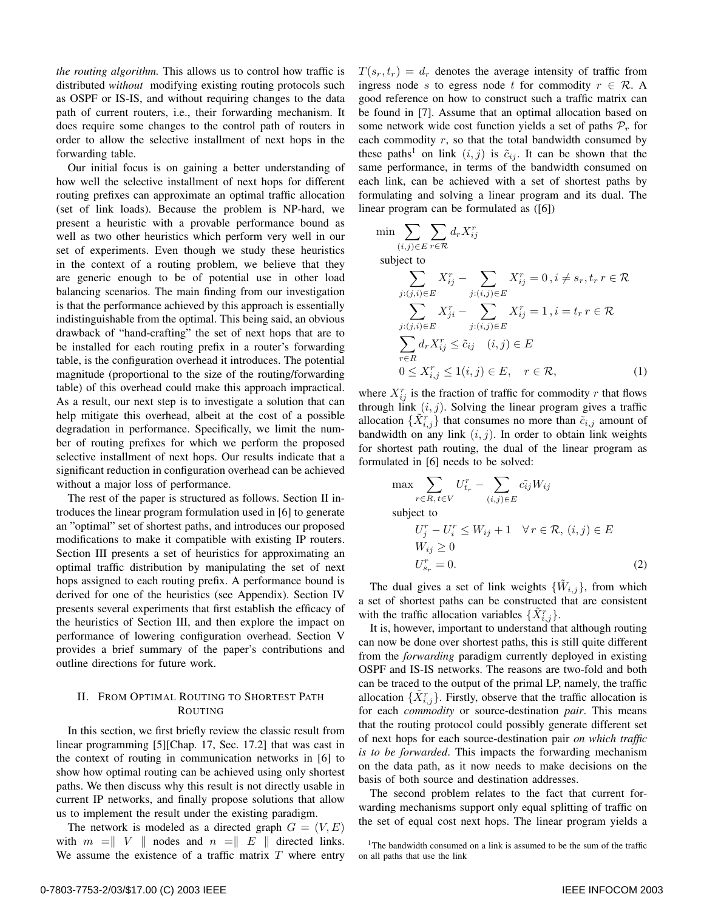*the routing algorithm.* This allows us to control how traffic is distributed *without* modifying existing routing protocols such as OSPF or IS-IS, and without requiring changes to the data path of current routers, i.e., their forwarding mechanism. It does require some changes to the control path of routers in order to allow the selective installment of next hops in the forwarding table.

Our initial focus is on gaining a better understanding of how well the selective installment of next hops for different routing prefixes can approximate an optimal traffic allocation (set of link loads). Because the problem is NP-hard, we present a heuristic with a provable performance bound as well as two other heuristics which perform very well in our set of experiments. Even though we study these heuristics in the context of a routing problem, we believe that they are generic enough to be of potential use in other load balancing scenarios. The main finding from our investigation is that the performance achieved by this approach is essentially indistinguishable from the optimal. This being said, an obvious drawback of "hand-crafting" the set of next hops that are to be installed for each routing prefix in a router's forwarding table, is the configuration overhead it introduces. The potential magnitude (proportional to the size of the routing/forwarding table) of this overhead could make this approach impractical. As a result, our next step is to investigate a solution that can help mitigate this overhead, albeit at the cost of a possible degradation in performance. Specifically, we limit the number of routing prefixes for which we perform the proposed selective installment of next hops. Our results indicate that a significant reduction in configuration overhead can be achieved without a major loss of performance.

The rest of the paper is structured as follows. Section II introduces the linear program formulation used in [6] to generate an "optimal" set of shortest paths, and introduces our proposed modifications to make it compatible with existing IP routers. Section III presents a set of heuristics for approximating an optimal traffic distribution by manipulating the set of next hops assigned to each routing prefix. A performance bound is derived for one of the heuristics (see Appendix). Section IV presents several experiments that first establish the efficacy of the heuristics of Section III, and then explore the impact on performance of lowering configuration overhead. Section V provides a brief summary of the paper's contributions and outline directions for future work.

## II. From Optimal Routing to Shortest Path Routing

In this section, we first briefly review the classic result from linear programming [5][Chap. 17, Sec. 17.2] that was cast in the context of routing in communication networks in [6] to show how optimal routing can be achieved using only shortest paths. We then discuss why this result is not directly usable in current IP networks, and finally propose solutions that allow us to implement the result under the existing paradigm.

The network is modeled as a directed graph $G = (V, E)$ with $m = \| V \|$ nodes and $n = \| E \|$ directed links. We assume the existence of a traffic matrix $T$ where entry $T(s_r, t_r) = d_r$ denotes the average intensity of traffic from ingress node $s$ to egress node $t$ for commodity $r \in \mathcal{R}$. A good reference on how to construct such a traffic matrix can be found in [7]. Assume that an optimal allocation based on some network wide cost function yields a set of paths $\mathcal{P}_r$ for each commodity $r$, so that the total bandwidth consumed by these paths[1] on link $(i,j)$ is $\tilde{c}_{ij}$. It can be shown that the same performance, in terms of the bandwidth consumed on each link, can be achieved with a set of shortest paths by formulating and solving a linear program and its dual. The linear program can be formulated as ([6])

$$
\begin{aligned}
\min & \sum_{(i,j)\in E} \sum_{r\in\mathcal{R}} d_r X_{ij}^r \\
\text{subject to} & \\
& \sum_{j:(j,i)\in E} X_{ij}^r - \sum_{j:(i,j)\in E} X_{ij}^r = 0 \,, i \neq s_r, t_r \; r \in \mathcal{R} \\
& \sum_{j:(j,i)\in E} X_{ji}^r - \sum_{j:(i,j)\in E} X_{ij}^r = 1 \,, i = t_r \; r \in \mathcal{R} \\
& \sum_{r\in R} d_r X_{ij}^r \leq \tilde{c}_{ij} \quad (i,j) \in E \\
& 0 \leq X_{i,j}^r \leq 1 (i,j) \in E, \quad r \in \mathcal{R},
\end{aligned} \tag{1}
$$

where $X_{ij}^r$ is the fraction of traffic for commodity $r$ that flows through link $(i,j)$. Solving the linear program gives a traffic allocation $\{\tilde{X}_{i,j}^r\}$ that consumes no more than $\tilde{c}_{i,j}$ amount of bandwidth on any link $(i,j)$. In order to obtain link weights for shortest path routing, the dual of the linear program as formulated in [6] needs to be solved:

$$
\begin{aligned}
\max & \sum_{r\in R,\, t\in V} U_{t_r}^r - \sum_{(i,j)\in E} \tilde{c_{ij}} W_{ij} \\
\text{subject to} & \\
& U_j^r - U_i^r \leq W_{ij} + 1 \quad \forall\, r \in \mathcal{R},\, (i,j) \in E \\
& W_{ij} \geq 0 \\
& U_{s_r}^r = 0.
\end{aligned} \tag{2}
$$

The dual gives a set of link weights $\{\tilde{W}_{i,j}\}$, from which a set of shortest paths can be constructed that are consistent with the traffic allocation variables $\{\tilde{X}_{i,j}^r\}$.

It is, however, important to understand that although routing can now be done over shortest paths, this is still quite different from the *forwarding* paradigm currently deployed in existing OSPF and IS-IS networks. The reasons are two-fold and both can be traced to the output of the primal LP, namely, the traffic allocation $\{\tilde{X}_{i,j}^r\}$. Firstly, observe that the traffic allocation is for each *commodity* or source-destination *pair*. This means that the routing protocol could possibly generate different set of next hops for each source-destination pair *on which traffic is to be forwarded*. This impacts the forwarding mechanism on the data path, as it now needs to make decisions on the basis of both source and destination addresses.

The second problem relates to the fact that current forwarding mechanisms support only equal splitting of traffic on the set of equal cost next hops. The linear program yields a

[1] The bandwidth consumed on a link is assumed to be the sum of the traffic on all paths that use the link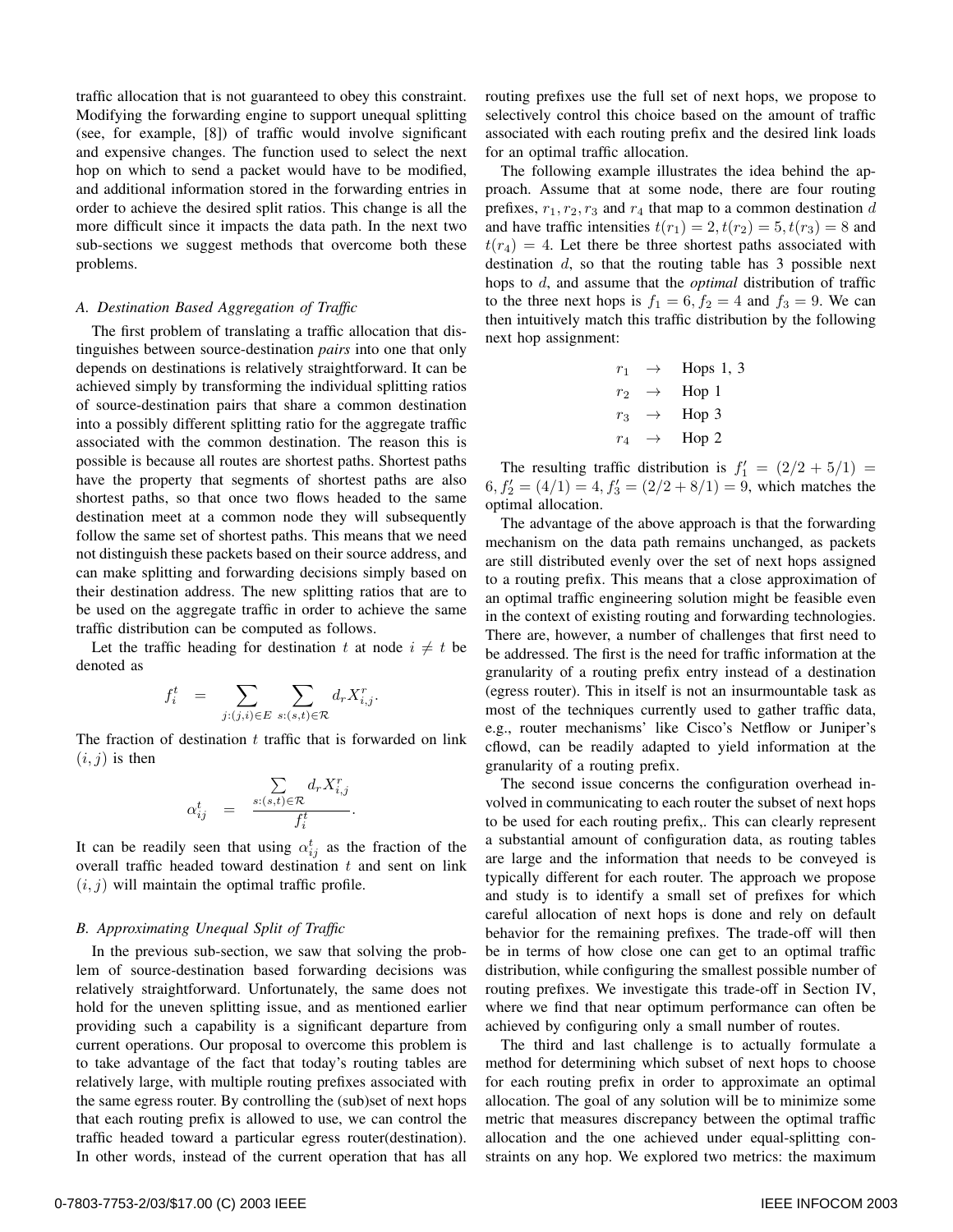traffic allocation that is not guaranteed to obey this constraint. Modifying the forwarding engine to support unequal splitting (see, for example, [8]) of traffic would involve significant and expensive changes. The function used to select the next hop on which to send a packet would have to be modified, and additional information stored in the forwarding entries in order to achieve the desired split ratios. This change is all the more difficult since it impacts the data path. In the next two sub-sections we suggest methods that overcome both these problems.

### *A. Destination Based Aggregation of Traffic*

The first problem of translating a traffic allocation that distinguishes between source-destination *pairs* into one that only depends on destinations is relatively straightforward. It can be achieved simply by transforming the individual splitting ratios of source-destination pairs that share a common destination into a possibly different splitting ratio for the aggregate traffic associated with the common destination. The reason this is possible is because all routes are shortest paths. Shortest paths have the property that segments of shortest paths are also shortest paths, so that once two flows headed to the same destination meet at a common node they will subsequently follow the same set of shortest paths. This means that we need not distinguish these packets based on their source address, and can make splitting and forwarding decisions simply based on their destination address. The new splitting ratios that are to be used on the aggregate traffic in order to achieve the same traffic distribution can be computed as follows.

Let the traffic heading for destination $t$ at node $i \neq t$ be denoted as

$$f_i^t \quad = \sum_{j:(j,i)\in E} \sum_{s:(s,t)\in \mathcal{R}} d_r X_{i,j}^r.$$

The fraction of destination $t$ traffic that is forwarded on link $(i, j)$ is then

$$\alpha_{ij}^t \quad = \quad \frac{\sum_{s:(s,t)\in \mathcal{R}} d_r X_{i,j}^r}{f_i^t}.$$

It can be readily seen that using $\alpha_{ij}^t$ as the fraction of the overall traffic headed toward destination $t$ and sent on link $(i, j)$ will maintain the optimal traffic profile.

### *B. Approximating Unequal Split of Traffic*

In the previous sub-section, we saw that solving the problem of source-destination based forwarding decisions was relatively straightforward. Unfortunately, the same does not hold for the uneven splitting issue, and as mentioned earlier providing such a capability is a significant departure from current operations. Our proposal to overcome this problem is to take advantage of the fact that today's routing tables are relatively large, with multiple routing prefixes associated with the same egress router. By controlling the (sub)set of next hops that each routing prefix is allowed to use, we can control the traffic headed toward a particular egress router(destination). In other words, instead of the current operation that has all routing prefixes use the full set of next hops, we propose to selectively control this choice based on the amount of traffic associated with each routing prefix and the desired link loads for an optimal traffic allocation.

The following example illustrates the idea behind the approach. Assume that at some node, there are four routing prefixes, $r_1, r_2, r_3$ and $r_4$ that map to a common destination $d$ and have traffic intensities $t(r_1) = 2, t(r_2) = 5, t(r_3) = 8$ and $t(r_4) = 4$. Let there be three shortest paths associated with destination $d$, so that the routing table has 3 possible next hops to $d$, and assume that the *optimal* distribution of traffic to the three next hops is $f_1 = 6, f_2 = 4$ and $f_3 = 9$. We can then intuitively match this traffic distribution by the following next hop assignment:

$$\begin{aligned}
r_1 &\rightarrow \text{Hops 1, 3} \\
r_2 &\rightarrow \text{Hop 1} \\
r_3 &\rightarrow \text{Hop 3} \\
r_4 &\rightarrow \text{Hop 2}
\end{aligned}$$

The resulting traffic distribution is $f_1' = (2/2 + 5/1) = 6, f_2' = (4/1) = 4, f_3' = (2/2 + 8/1) = 9$, which matches the optimal allocation.

The advantage of the above approach is that the forwarding mechanism on the data path remains unchanged, as packets are still distributed evenly over the set of next hops assigned to a routing prefix. This means that a close approximation of an optimal traffic engineering solution might be feasible even in the context of existing routing and forwarding technologies. There are, however, a number of challenges that first need to be addressed. The first is the need for traffic information at the granularity of a routing prefix entry instead of a destination (egress router). This in itself is not an insurmountable task as most of the techniques currently used to gather traffic data, e.g., router mechanisms' like Cisco's Netflow or Juniper's cflowd, can be readily adapted to yield information at the granularity of a routing prefix.

The second issue concerns the configuration overhead involved in communicating to each router the subset of next hops to be used for each routing prefix,. This can clearly represent a substantial amount of configuration data, as routing tables are large and the information that needs to be conveyed is typically different for each router. The approach we propose and study is to identify a small set of prefixes for which careful allocation of next hops is done and rely on default behavior for the remaining prefixes. The trade-off will then be in terms of how close one can get to an optimal traffic distribution, while configuring the smallest possible number of routing prefixes. We investigate this trade-off in Section IV, where we find that near optimum performance can often be achieved by configuring only a small number of routes.

The third and last challenge is to actually formulate a method for determining which subset of next hops to choose for each routing prefix in order to approximate an optimal allocation. The goal of any solution will be to minimize some metric that measures discrepancy between the optimal traffic allocation and the one achieved under equal-splitting constraints on any hop. We explored two metrics: the maximum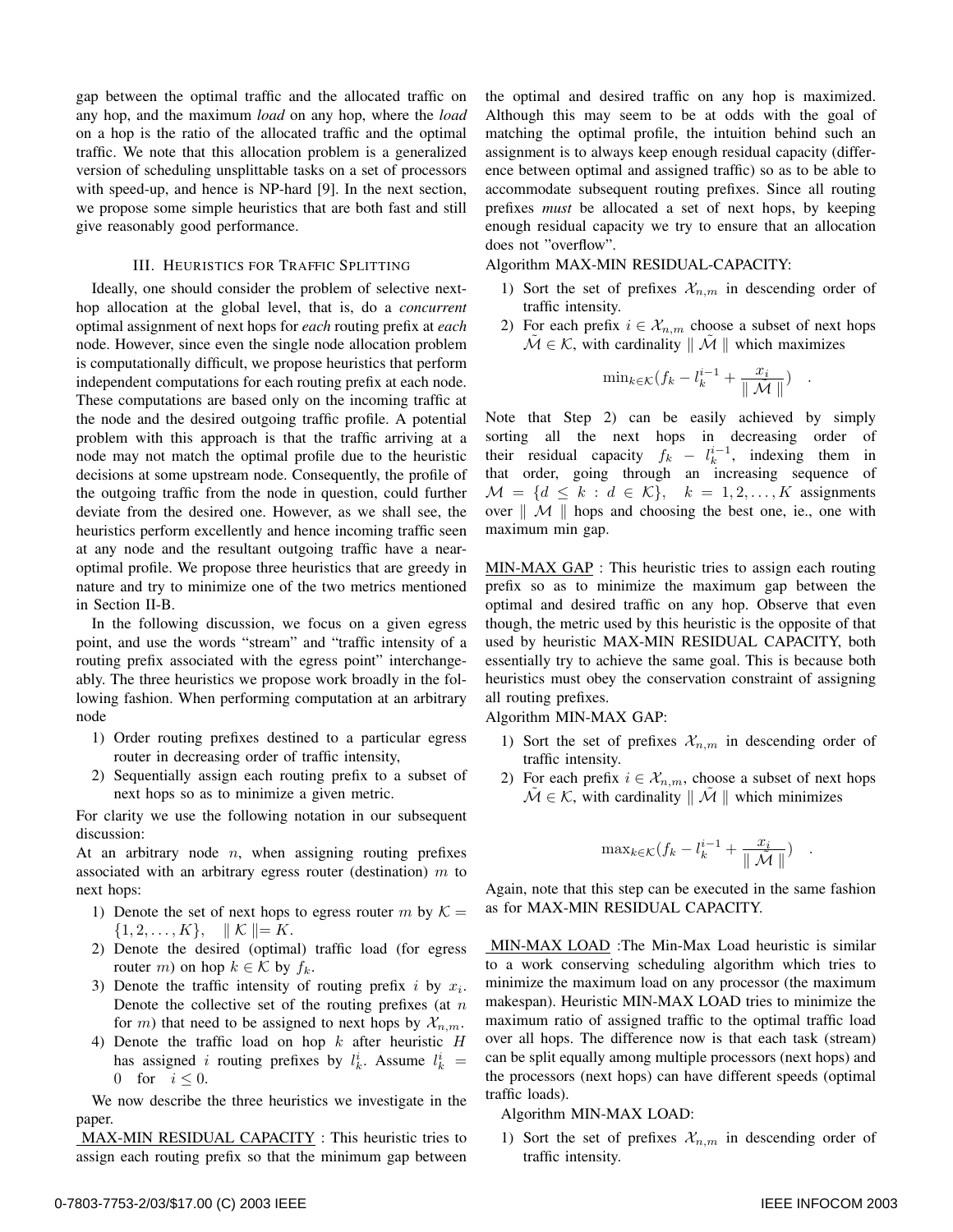gap between the optimal traffic and the allocated traffic on any hop, and the maximum *load* on any hop, where the *load* on a hop is the ratio of the allocated traffic and the optimal traffic. We note that this allocation problem is a generalized version of scheduling unsplittable tasks on a set of processors with speed-up, and hence is NP-hard [9]. In the next section, we propose some simple heuristics that are both fast and still give reasonably good performance.

## III. Heuristics for Traffic Splitting

Ideally, one should consider the problem of selective next-hop allocation at the global level, that is, do a *concurrent* optimal assignment of next hops for *each* routing prefix at *each* node. However, since even the single node allocation problem is computationally difficult, we propose heuristics that perform independent computations for each routing prefix at each node. These computations are based only on the incoming traffic at the node and the desired outgoing traffic profile. A potential problem with this approach is that the traffic arriving at a node may not match the optimal profile due to the heuristic decisions at some upstream node. Consequently, the profile of the outgoing traffic from the node in question, could further deviate from the desired one. However, as we shall see, the heuristics perform excellently and hence incoming traffic seen at any node and the resultant outgoing traffic have a near-optimal profile. We propose three heuristics that are greedy in nature and try to minimize one of the two metrics mentioned in Section II-B.

In the following discussion, we focus on a given egress point, and use the words "stream" and "traffic intensity of a routing prefix associated with the egress point" interchangeably. The three heuristics we propose work broadly in the following fashion. When performing computation at an arbitrary node

1) Order routing prefixes destined to a particular egress router in decreasing order of traffic intensity,
2) Sequentially assign each routing prefix to a subset of next hops so as to minimize a given metric.

For clarity we use the following notation in our subsequent discussion:

At an arbitrary node $n$, when assigning routing prefixes associated with an arbitrary egress router (destination) $m$ to next hops:

1) Denote the set of next hops to egress router $m$ by $\mathcal{K} = \{1, 2, \ldots, K\}, \quad \| \mathcal{K} \| = K$.
2) Denote the desired (optimal) traffic load (for egress router $m$) on hop $k \in \mathcal{K}$ by $f_k$.
3) Denote the traffic intensity of routing prefix $i$ by $x_i$. Denote the collective set of the routing prefixes (at $n$ for $m$) that need to be assigned to next hops by $\mathcal{X}_{n,m}$.
4) Denote the traffic load on hop $k$ after heuristic $H$ has assigned $i$ routing prefixes by $l_k^i$. Assume $l_k^i = 0 \quad \text{for} \quad i \leq 0$.

We now describe the three heuristics we investigate in the paper.

<u>MAX-MIN RESIDUAL CAPACITY</u> : This heuristic tries to assign each routing prefix so that the minimum gap between the optimal and desired traffic on any hop is maximized. Although this may seem to be at odds with the goal of matching the optimal profile, the intuition behind such an assignment is to always keep enough residual capacity (difference between optimal and assigned traffic) so as to be able to accommodate subsequent routing prefixes. Since all routing prefixes *must* be allocated a set of next hops, by keeping enough residual capacity we try to ensure that an allocation does not "overflow".

Algorithm MAX-MIN RESIDUAL-CAPACITY:

1) Sort the set of prefixes $\mathcal{X}_{n,m}$ in descending order of traffic intensity.
2) For each prefix $i \in \mathcal{X}_{n,m}$ choose a subset of next hops $\tilde{\mathcal{M}} \in \mathcal{K}$, with cardinality $\| \tilde{\mathcal{M}} \|$ which maximizes

$$\min_{k \in \mathcal{K}} (f_k - l_k^{i-1} + \frac{x_i}{\| \mathcal{M} \|}) \quad .$$

Note that Step 2) can be easily achieved by simply sorting all the next hops in decreasing order of their residual capacity $f_k - l_k^{i-1}$, indexing them in that order, going through an increasing sequence of $\mathcal{M} = \{d \leq k : d \in \mathcal{K}\}, \quad k = 1, 2, \ldots, K$ assignments over $\| \mathcal{M} \|$ hops and choosing the best one, ie., one with maximum min gap.

<u>MIN-MAX GAP</u> : This heuristic tries to assign each routing prefix so as to minimize the maximum gap between the optimal and desired traffic on any hop. Observe that even though, the metric used by this heuristic is the opposite of that used by heuristic MAX-MIN RESIDUAL CAPACITY, both essentially try to achieve the same goal. This is because both heuristics must obey the conservation constraint of assigning all routing prefixes.

Algorithm MIN-MAX GAP:

1) Sort the set of prefixes $\mathcal{X}_{n,m}$ in descending order of traffic intensity.
2) For each prefix $i \in \mathcal{X}_{n,m}$, choose a subset of next hops $\tilde{\mathcal{M}} \in \mathcal{K}$, with cardinality $\| \tilde{\mathcal{M}} \|$ which minimizes

$$\max_{k \in \mathcal{K}} (f_k - l_k^{i-1} + \frac{x_i}{\| \tilde{\mathcal{M}} \|}) \quad .$$

Again, note that this step can be executed in the same fashion as for MAX-MIN RESIDUAL CAPACITY.

<u>MIN-MAX LOAD</u> :The Min-Max Load heuristic is similar to a work conserving scheduling algorithm which tries to minimize the maximum load on any processor (the maximum makespan). Heuristic MIN-MAX LOAD tries to minimize the maximum ratio of assigned traffic to the optimal traffic load over all hops. The difference now is that each task (stream) can be split equally among multiple processors (next hops) and the processors (next hops) can have different speeds (optimal traffic loads).

Algorithm MIN-MAX LOAD:

1) Sort the set of prefixes $\mathcal{X}_{n,m}$ in descending order of traffic intensity.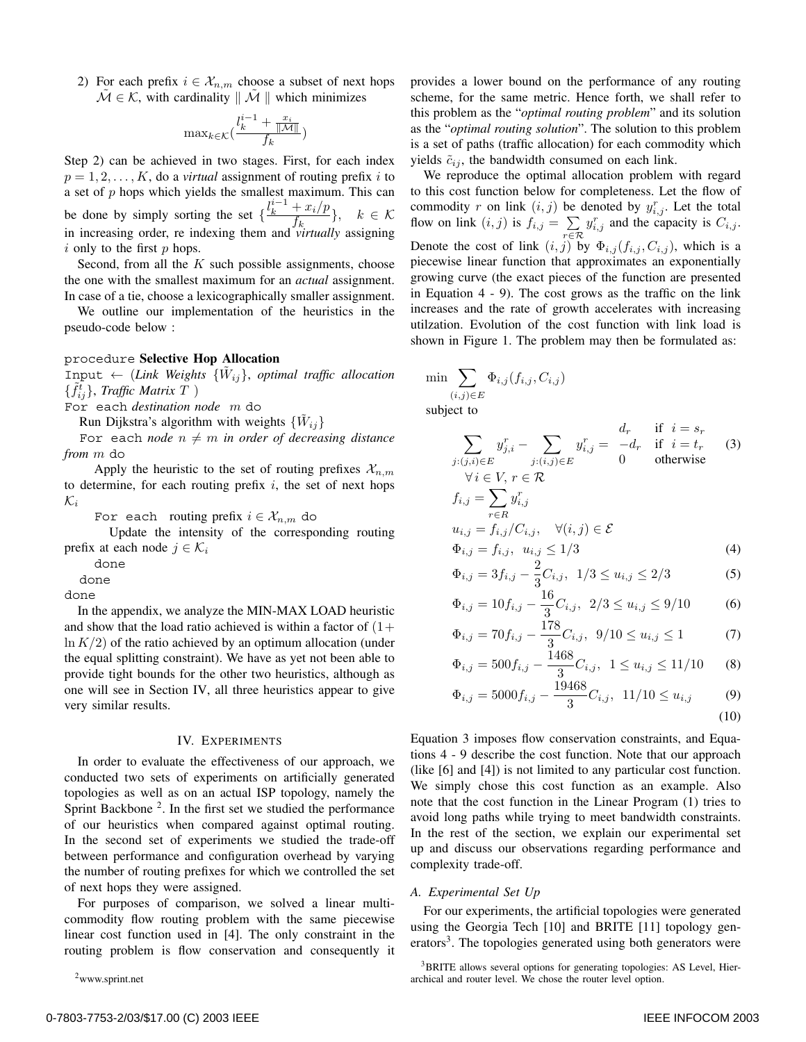2) For each prefix $i \in \mathcal{X}_{n,m}$ choose a subset of next hops $\tilde{\mathcal{M}} \in \mathcal{K}$, with cardinality $\| \tilde{\mathcal{M}} \|$ which minimizes

$$\max_{k \in \mathcal{K}} \left( \frac{l_k^{i-1} + \frac{x_i}{\|\mathcal{M}\|}}{f_k} \right)$$

Step 2) can be achieved in two stages. First, for each index $p = 1, 2, \ldots, K$, do a *virtual* assignment of routing prefix $i$ to a set of $p$ hops which yields the smallest maximum. This can be done by simply sorting the set $\{\frac{l_k^{i-1} + x_i/p}{f_k}\}, \quad k \in \mathcal{K}$ in increasing order, re indexing them and *virtually* assigning $i$ only to the first $p$ hops.

Second, from all the $K$ such possible assignments, choose the one with the smallest maximum for an *actual* assignment. In case of a tie, choose a lexicographically smaller assignment.

We outline our implementation of the heuristics in the pseudo-code below :

procedure **Selective Hop Allocation**
Input $\leftarrow$ (*Link Weights* $\{\tilde{W}_{ij}\}$, *optimal traffic allocation* $\{\tilde{f}_{ij}^t\}$, *Traffic Matrix* $T$ )
For each *destination node* $m$ do
  Run Dijkstra's algorithm with weights $\{\tilde{W}_{ij}\}$
  For each *node* $n \neq m$ *in order of decreasing distance from* $m$ do
    Apply the heuristic to the set of routing prefixes $\mathcal{X}_{n,m}$ to determine, for each routing prefix $i$, the set of next hops $\mathcal{K}_i$
    For each routing prefix $i \in \mathcal{X}_{n,m}$ do
      Update the intensity of the corresponding routing prefix at each node $j \in \mathcal{K}_i$
    done
  done
done

In the appendix, we analyze the MIN-MAX LOAD heuristic and show that the load ratio achieved is within a factor of $(1 + \ln K/2)$ of the ratio achieved by an optimum allocation (under the equal splitting constraint). We have as yet not been able to provide tight bounds for the other two heuristics, although as one will see in Section IV, all three heuristics appear to give very similar results.

## IV. Experiments

In order to evaluate the effectiveness of our approach, we conducted two sets of experiments on artificially generated topologies as well as on an actual ISP topology, namely the Sprint Backbone [2]. In the first set we studied the performance of our heuristics when compared against optimal routing. In the second set of experiments we studied the trade-off between performance and configuration overhead by varying the number of routing prefixes for which we controlled the set of next hops they were assigned.

For purposes of comparison, we solved a linear multi-commodity flow routing problem with the same piecewise linear cost function used in [4]. The only constraint in the routing problem is flow conservation and consequently it provides a lower bound on the performance of any routing scheme, for the same metric. Hence forth, we shall refer to this problem as the "*optimal routing problem*" and its solution as the "*optimal routing solution*". The solution to this problem is a set of paths (traffic allocation) for each commodity which yields $\tilde{c}_{ij}$, the bandwidth consumed on each link.

We reproduce the optimal allocation problem with regard to this cost function below for completeness. Let the flow of commodity $r$ on link $(i, j)$ be denoted by $y_{i,j}^r$. Let the total flow on link $(i, j)$ is $f_{i,j} = \sum_{r \in \mathcal{R}} y_{i,j}^r$ and the capacity is $C_{i,j}$. Denote the cost of link $(i, j)$ by $\Phi_{i,j}(f_{i,j}, C_{i,j})$, which is a piecewise linear function that approximates an exponentially growing curve (the exact pieces of the function are presented in Equation 4 - 9). The cost grows as the traffic on the link increases and the rate of growth accelerates with increasing utilzation. Evolution of the cost function with link load is shown in Figure 1. The problem may then be formulated as:

$$\min \sum_{(i,j) \in E} \Phi_{i,j}(f_{i,j}, C_{i,j})$$

subject to

$$\sum_{j:(j,i) \in E} y_{j,i}^r - \sum_{j:(i,j) \in E} y_{i,j}^r = \begin{cases} d_r & \text{if } i = s_r \\ -d_r & \text{if } i = t_r \\ 0 & \text{otherwise} \end{cases} \quad (3)$$

$$\forall i \in V, r \in \mathcal{R}$$

$$f_{i,j} = \sum_{r \in R} y_{i,j}^r$$

$$u_{i,j} = f_{i,j}/C_{i,j}, \quad \forall (i,j) \in \mathcal{E}$$

$$\Phi_{i,j} = f_{i,j}, \ u_{i,j} \leq 1/3 \quad (4)$$

$$\Phi_{i,j} = 3f_{i,j} - \frac{2}{3}C_{i,j}, \ 1/3 \leq u_{i,j} \leq 2/3 \quad (5)$$

$$\Phi_{i,j} = 10f_{i,j} - \frac{16}{3}C_{i,j}, \ 2/3 \leq u_{i,j} \leq 9/10 \quad (6)$$

$$\Phi_{i,j} = 70f_{i,j} - \frac{178}{3}C_{i,j}, \ 9/10 \leq u_{i,j} \leq 1 \quad (7)$$

$$\Phi_{i,j} = 500f_{i,j} - \frac{1468}{3}C_{i,j}, \ 1 \leq u_{i,j} \leq 11/10 \quad (8)$$

$$\Phi_{i,j} = 5000f_{i,j} - \frac{19468}{3}C_{i,j}, \ 11/10 \leq u_{i,j} \quad (9)$$

$$(10)$$

Equation 3 imposes flow conservation constraints, and Equations 4 - 9 describe the cost function. Note that our approach (like [6] and [4]) is not limited to any particular cost function. We simply chose this cost function as an example. Also note that the cost function in the Linear Program (1) tries to avoid long paths while trying to meet bandwidth constraints. In the rest of the section, we explain our experimental set up and discuss our observations regarding performance and complexity trade-off.

### A. Experimental Set Up

For our experiments, the artificial topologies were generated using the Georgia Tech [10] and BRITE [11] topology generators[3]. The topologies generated using both generators were

[2] www.sprint.net

[3] BRITE allows several options for generating topologies: AS Level, Hierarchical and router level. We chose the router level option.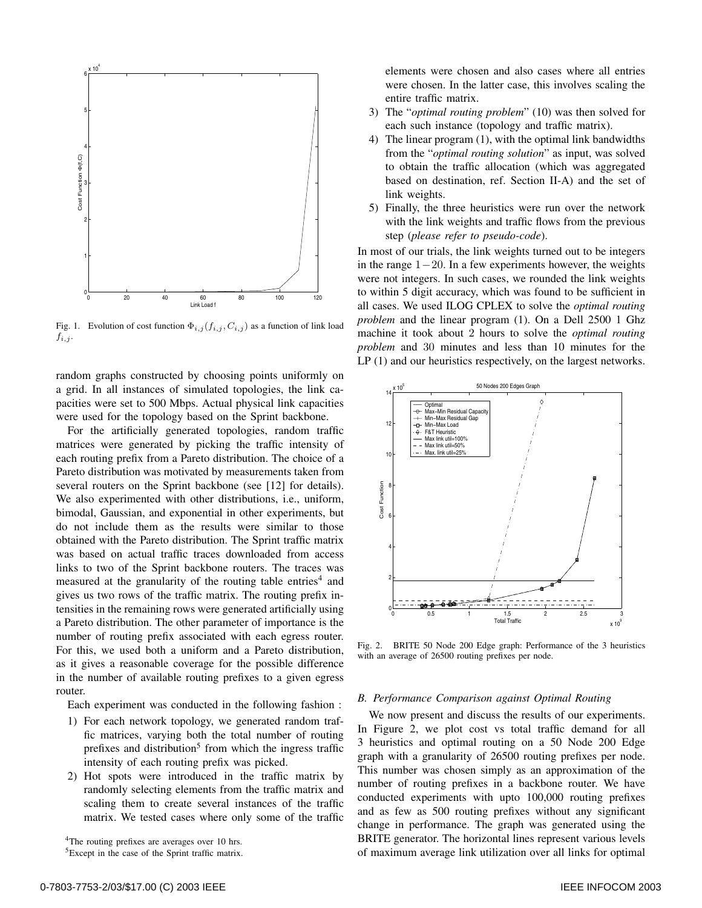Fig. 1. Evolution of cost function $\Phi_{i,j}(f_{i,j}, C_{i,j})$ as a function of link load $f_{i,j}$.

random graphs constructed by choosing points uniformly on a grid. In all instances of simulated topologies, the link capacities were set to 500 Mbps. Actual physical link capacities were used for the topology based on the Sprint backbone.

For the artificially generated topologies, random traffic matrices were generated by picking the traffic intensity of each routing prefix from a Pareto distribution. The choice of a Pareto distribution was motivated by measurements taken from several routers on the Sprint backbone (see [12] for details). We also experimented with other distributions, i.e., uniform, bimodal, Gaussian, and exponential in other experiments, but do not include them as the results were similar to those obtained with the Pareto distribution. The Sprint traffic matrix was based on actual traffic traces downloaded from access links to two of the Sprint backbone routers. The traces was measured at the granularity of the routing table entries[4] and gives us two rows of the traffic matrix. The routing prefix intensities in the remaining rows were generated artificially using a Pareto distribution. The other parameter of importance is the number of routing prefix associated with each egress router. For this, we used both a uniform and a Pareto distribution, as it gives a reasonable coverage for the possible difference in the number of available routing prefixes to a given egress router.

Each experiment was conducted in the following fashion :

1) For each network topology, we generated random traffic matrices, varying both the total number of routing prefixes and distribution[5] from which the ingress traffic intensity of each routing prefix was picked.
2) Hot spots were introduced in the traffic matrix by randomly selecting elements from the traffic matrix and scaling them to create several instances of the traffic matrix. We tested cases where only some of the traffic elements were chosen and also cases where all entries were chosen. In the latter case, this involves scaling the entire traffic matrix.
3) The "*optimal routing problem*" (10) was then solved for each such instance (topology and traffic matrix).
4) The linear program (1), with the optimal link bandwidths from the "*optimal routing solution*" as input, was solved to obtain the traffic allocation (which was aggregated based on destination, ref. Section II-A) and the set of link weights.
5) Finally, the three heuristics were run over the network with the link weights and traffic flows from the previous step (*please refer to pseudo-code*).

In most of our trials, the link weights turned out to be integers in the range $1-20$. In a few experiments however, the weights were not integers. In such cases, we rounded the link weights to within 5 digit accuracy, which was found to be sufficient in all cases. We used ILOG CPLEX to solve the *optimal routing problem* and the linear program (1). On a Dell 2500 1 Ghz machine it took about 2 hours to solve the *optimal routing problem* and 30 minutes and less than 10 minutes for the LP (1) and our heuristics respectively, on the largest networks.

Fig. 2. BRITE 50 Node 200 Edge graph: Performance of the 3 heuristics with an average of 26500 routing prefixes per node.

### B. Performance Comparison against Optimal Routing

We now present and discuss the results of our experiments. In Figure 2, we plot cost vs total traffic demand for all 3 heuristics and optimal routing on a 50 Node 200 Edge graph with a granularity of 26500 routing prefixes per node. This number was chosen simply as an approximation of the number of routing prefixes in a backbone router. We have conducted experiments with upto 100,000 routing prefixes and as few as 500 routing prefixes without any significant change in performance. The graph was generated using the BRITE generator. The horizontal lines represent various levels of maximum average link utilization over all links for optimal

[4] The routing prefixes are averages over 10 hrs.

[5] Except in the case of the Sprint traffic matrix.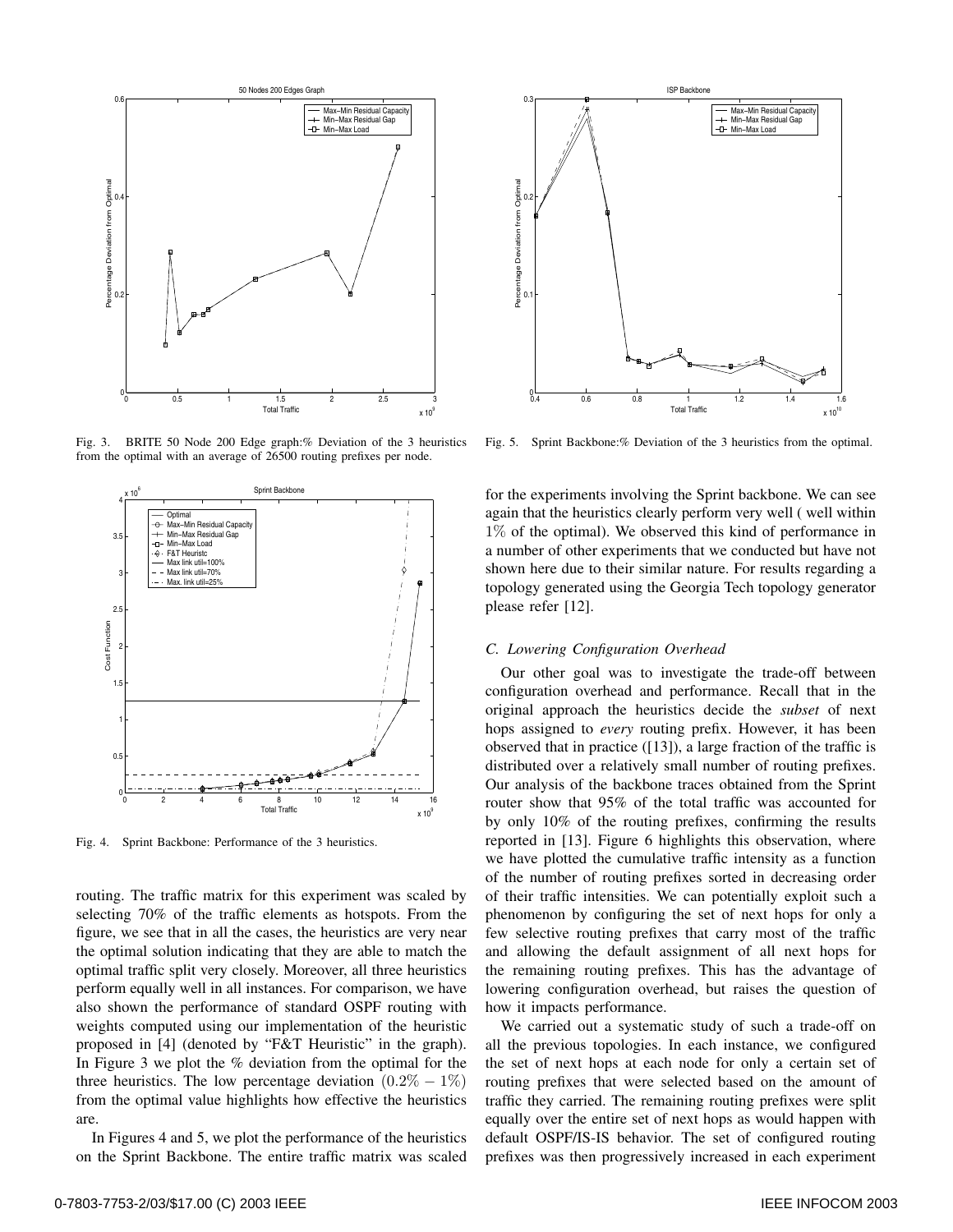Fig. 3. BRITE 50 Node 200 Edge graph:% Deviation of the 3 heuristics from the optimal with an average of 26500 routing prefixes per node.

Fig. 5. Sprint Backbone:% Deviation of the 3 heuristics from the optimal.

Fig. 4. Sprint Backbone: Performance of the 3 heuristics.

routing. The traffic matrix for this experiment was scaled by selecting 70% of the traffic elements as hotspots. From the figure, we see that in all the cases, the heuristics are very near the optimal solution indicating that they are able to match the optimal traffic split very closely. Moreover, all three heuristics perform equally well in all instances. For comparison, we have also shown the performance of standard OSPF routing with weights computed using our implementation of the heuristic proposed in [4] (denoted by "F&T Heuristic" in the graph). In Figure 3 we plot the % deviation from the optimal for the three heuristics. The low percentage deviation $(0.2\% - 1\%)$ from the optimal value highlights how effective the heuristics are.

In Figures 4 and 5, we plot the performance of the heuristics on the Sprint Backbone. The entire traffic matrix was scaled for the experiments involving the Sprint backbone. We can see again that the heuristics clearly perform very well ( well within $1\%$ of the optimal). We observed this kind of performance in a number of other experiments that we conducted but have not shown here due to their similar nature. For results regarding a topology generated using the Georgia Tech topology generator please refer [12].

### C. Lowering Configuration Overhead

Our other goal was to investigate the trade-off between configuration overhead and performance. Recall that in the original approach the heuristics decide the *subset* of next hops assigned to *every* routing prefix. However, it has been observed that in practice ([13]), a large fraction of the traffic is distributed over a relatively small number of routing prefixes. Our analysis of the backbone traces obtained from the Sprint router show that 95% of the total traffic was accounted for by only 10% of the routing prefixes, confirming the results reported in [13]. Figure 6 highlights this observation, where we have plotted the cumulative traffic intensity as a function of the number of routing prefixes sorted in decreasing order of their traffic intensities. We can potentially exploit such a phenomenon by configuring the set of next hops for only a few selective routing prefixes that carry most of the traffic and allowing the default assignment of all next hops for the remaining routing prefixes. This has the advantage of lowering configuration overhead, but raises the question of how it impacts performance.

We carried out a systematic study of such a trade-off on all the previous topologies. In each instance, we configured the set of next hops at each node for only a certain set of routing prefixes that were selected based on the amount of traffic they carried. The remaining routing prefixes were split equally over the entire set of next hops as would happen with default OSPF/IS-IS behavior. The set of configured routing prefixes was then progressively increased in each experiment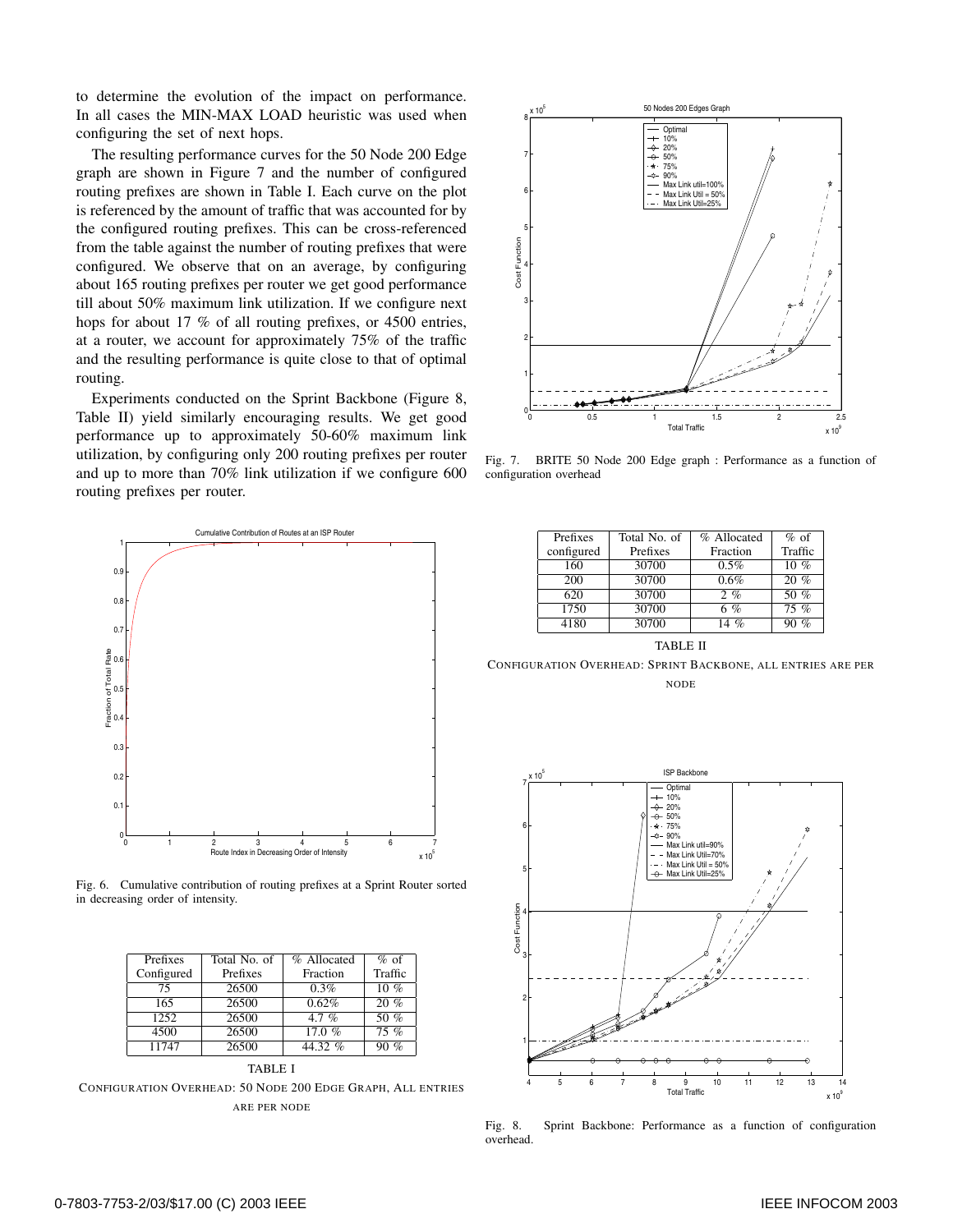to determine the evolution of the impact on performance. In all cases the MIN-MAX LOAD heuristic was used when configuring the set of next hops.

The resulting performance curves for the 50 Node 200 Edge graph are shown in Figure 7 and the number of configured routing prefixes are shown in Table I. Each curve on the plot is referenced by the amount of traffic that was accounted for by the configured routing prefixes. This can be cross-referenced from the table against the number of routing prefixes that were configured. We observe that on an average, by configuring about 165 routing prefixes per router we get good performance till about 50% maximum link utilization. If we configure next hops for about 17 % of all routing prefixes, or 4500 entries, at a router, we account for approximately 75% of the traffic and the resulting performance is quite close to that of optimal routing.

Experiments conducted on the Sprint Backbone (Figure 8, Table II) yield similarly encouraging results. We get good performance up to approximately 50-60% maximum link utilization, by configuring only 200 routing prefixes per router and up to more than 70% link utilization if we configure 600 routing prefixes per router.

Fig. 6. Cumulative contribution of routing prefixes at a Sprint Router sorted in decreasing order of intensity.

| Prefixes Configured | Total No. of Prefixes | % Allocated Fraction | % of Traffic |
|---|---|---|---|
| 75 | 26500 | 0.3% | 10 % |
| 165 | 26500 | 0.62% | 20 % |
| 1252 | 26500 | 4.7 % | 50 % |
| 4500 | 26500 | 17.0 % | 75 % |
| 11747 | 26500 | 44.32 % | 90 % |

TABLE I

CONFIGURATION OVERHEAD: 50 NODE 200 EDGE GRAPH, ALL ENTRIES ARE PER NODE

Fig. 7. BRITE 50 Node 200 Edge graph : Performance as a function of configuration overhead

| Prefixes configured | Total No. of Prefixes | % Allocated Fraction | % of Traffic |
|---|---|---|---|
| 160 | 30700 | 0.5% | 10 % |
| 200 | 30700 | 0.6% | 20 % |
| 620 | 30700 | 2 % | 50 % |
| 1750 | 30700 | 6 % | 75 % |
| 4180 | 30700 | 14 % | 90 % |

TABLE II

CONFIGURATION OVERHEAD: SPRINT BACKBONE, ALL ENTRIES ARE PER NODE

Fig. 8. Sprint Backbone: Performance as a function of configuration overhead.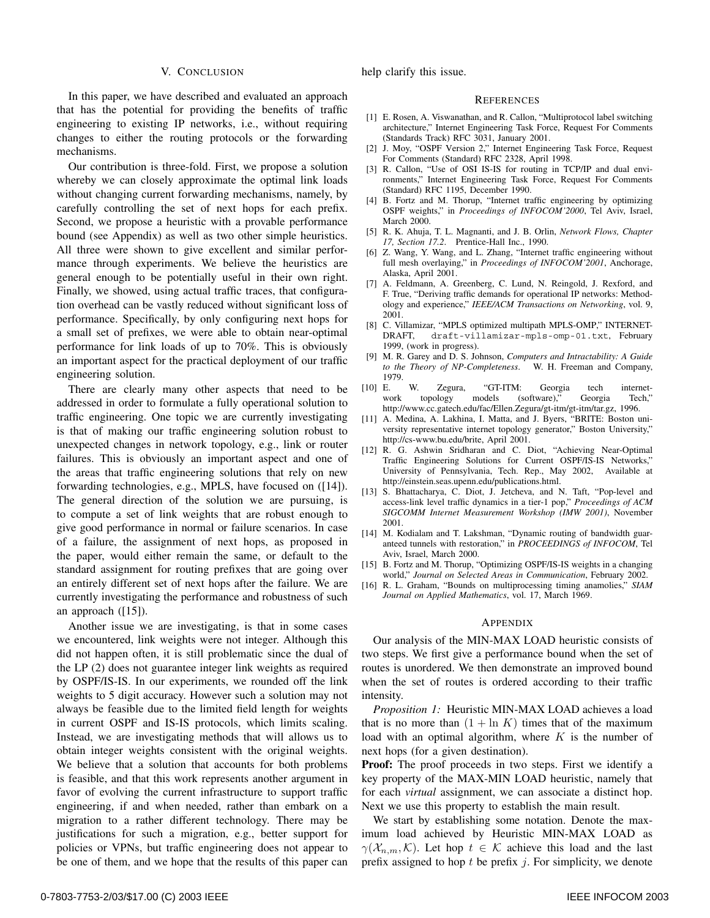## V. CONCLUSION

In this paper, we have described and evaluated an approach that has the potential for providing the benefits of traffic engineering to existing IP networks, i.e., without requiring changes to either the routing protocols or the forwarding mechanisms.

Our contribution is three-fold. First, we propose a solution whereby we can closely approximate the optimal link loads without changing current forwarding mechanisms, namely, by carefully controlling the set of next hops for each prefix. Second, we propose a heuristic with a provable performance bound (see Appendix) as well as two other simple heuristics. All three were shown to give excellent and similar performance through experiments. We believe the heuristics are general enough to be potentially useful in their own right. Finally, we showed, using actual traffic traces, that configuration overhead can be vastly reduced without significant loss of performance. Specifically, by only configuring next hops for a small set of prefixes, we were able to obtain near-optimal performance for link loads of up to 70%. This is obviously an important aspect for the practical deployment of our traffic engineering solution.

There are clearly many other aspects that need to be addressed in order to formulate a fully operational solution to traffic engineering. One topic we are currently investigating is that of making our traffic engineering solution robust to unexpected changes in network topology, e.g., link or router failures. This is obviously an important aspect and one of the areas that traffic engineering solutions that rely on new forwarding technologies, e.g., MPLS, have focused on ([14]). The general direction of the solution we are pursuing, is to compute a set of link weights that are robust enough to give good performance in normal or failure scenarios. In case of a failure, the assignment of next hops, as proposed in the paper, would either remain the same, or default to the standard assignment for routing prefixes that are going over an entirely different set of next hops after the failure. We are currently investigating the performance and robustness of such an approach ([15]).

Another issue we are investigating, is that in some cases we encountered, link weights were not integer. Although this did not happen often, it is still problematic since the dual of the LP (2) does not guarantee integer link weights as required by OSPF/IS-IS. In our experiments, we rounded off the link weights to 5 digit accuracy. However such a solution may not always be feasible due to the limited field length for weights in current OSPF and IS-IS protocols, which limits scaling. Instead, we are investigating methods that will allows us to obtain integer weights consistent with the original weights. We believe that a solution that accounts for both problems is feasible, and that this work represents another argument in favor of evolving the current infrastructure to support traffic engineering, if and when needed, rather than embark on a migration to a rather different technology. There may be justifications for such a migration, e.g., better support for policies or VPNs, but traffic engineering does not appear to be one of them, and we hope that the results of this paper can help clarify this issue.

## REFERENCES

[1] E. Rosen, A. Viswanathan, and R. Callon, "Multiprotocol label switching architecture," Internet Engineering Task Force, Request For Comments (Standards Track) RFC 3031, January 2001.

[2] J. Moy, "OSPF Version 2," Internet Engineering Task Force, Request For Comments (Standard) RFC 2328, April 1998.

[3] R. Callon, "Use of OSI IS-IS for routing in TCP/IP and dual environments," Internet Engineering Task Force, Request For Comments (Standard) RFC 1195, December 1990.

[4] B. Fortz and M. Thorup, "Internet traffic engineering by optimizing OSPF weights," in *Proceedings of INFOCOM'2000*, Tel Aviv, Israel, March 2000.

[5] R. K. Ahuja, T. L. Magnanti, and J. B. Orlin, *Network Flows, Chapter 17, Section 17.2*. Prentice-Hall Inc., 1990.

[6] Z. Wang, Y. Wang, and L. Zhang, "Internet traffic engineering without full mesh overlaying," in *Proceedings of INFOCOM'2001*, Anchorage, Alaska, April 2001.

[7] A. Feldmann, A. Greenberg, C. Lund, N. Reingold, J. Rexford, and F. True, "Deriving traffic demands for operational IP networks: Methodology and experience," *IEEE/ACM Transactions on Networking*, vol. 9, 2001.

[8] C. Villamizar, "MPLS optimized multipath MPLS-OMP," INTERNET-DRAFT, `draft-villamizar-mpls-omp-01.txt`, February 1999, (work in progress).

[9] M. R. Garey and D. S. Johnson, *Computers and Intractability: A Guide to the Theory of NP-Completeness*. W. H. Freeman and Company, 1979.

[10] E. W. Zegura, "GT-ITM: Georgia tech internetwork topology models (software)," Georgia Tech," http://www.cc.gatech.edu/fac/Ellen.Zegura/gt-itm/gt-itm/tar.gz, 1996.

[11] A. Medina, A. Lakhina, I. Matta, and J. Byers, "BRITE: Boston university representative internet topology generator," Boston University," http://cs-www.bu.edu/brite, April 2001.

[12] R. G. Ashwin Sridharan and C. Diot, "Achieving Near-Optimal Traffic Engineering Solutions for Current OSPF/IS-IS Networks," University of Pennsylvania, Tech. Rep., May 2002, Available at http://einstein.seas.upenn.edu/publications.html.

[13] S. Bhattacharya, C. Diot, J. Jetcheva, and N. Taft, "Pop-level and access-link level traffic dynamics in a tier-1 pop," *Proceedings of ACM SIGCOMM Internet Measurement Workshop (IMW 2001)*, November 2001.

[14] M. Kodialam and T. Lakshman, "Dynamic routing of bandwidth guaranteed tunnels with restoration," in *PROCEEDINGS of INFOCOM*, Tel Aviv, Israel, March 2000.

[15] B. Fortz and M. Thorup, "Optimizing OSPF/IS-IS weights in a changing world," *Journal on Selected Areas in Communication*, February 2002.

[16] R. L. Graham, "Bounds on multiprocessing timing anamolies," *SIAM Journal on Applied Mathematics*, vol. 17, March 1969.

## APPENDIX

Our analysis of the MIN-MAX LOAD heuristic consists of two steps. We first give a performance bound when the set of routes is unordered. We then demonstrate an improved bound when the set of routes is ordered according to their traffic intensity.

*Proposition 1:* Heuristic MIN-MAX LOAD achieves a load that is no more than $(1 + \ln K)$ times that of the maximum load with an optimal algorithm, where $K$ is the number of next hops (for a given destination).

**Proof:** The proof proceeds in two steps. First we identify a key property of the MAX-MIN LOAD heuristic, namely that for each *virtual* assignment, we can associate a distinct hop. Next we use this property to establish the main result.

We start by establishing some notation. Denote the maximum load achieved by Heuristic MIN-MAX LOAD as $\gamma(\mathcal{X}_{n,m}, \mathcal{K})$. Let hop $t \in \mathcal{K}$ achieve this load and the last prefix assigned to hop $t$ be prefix $j$. For simplicity, we denote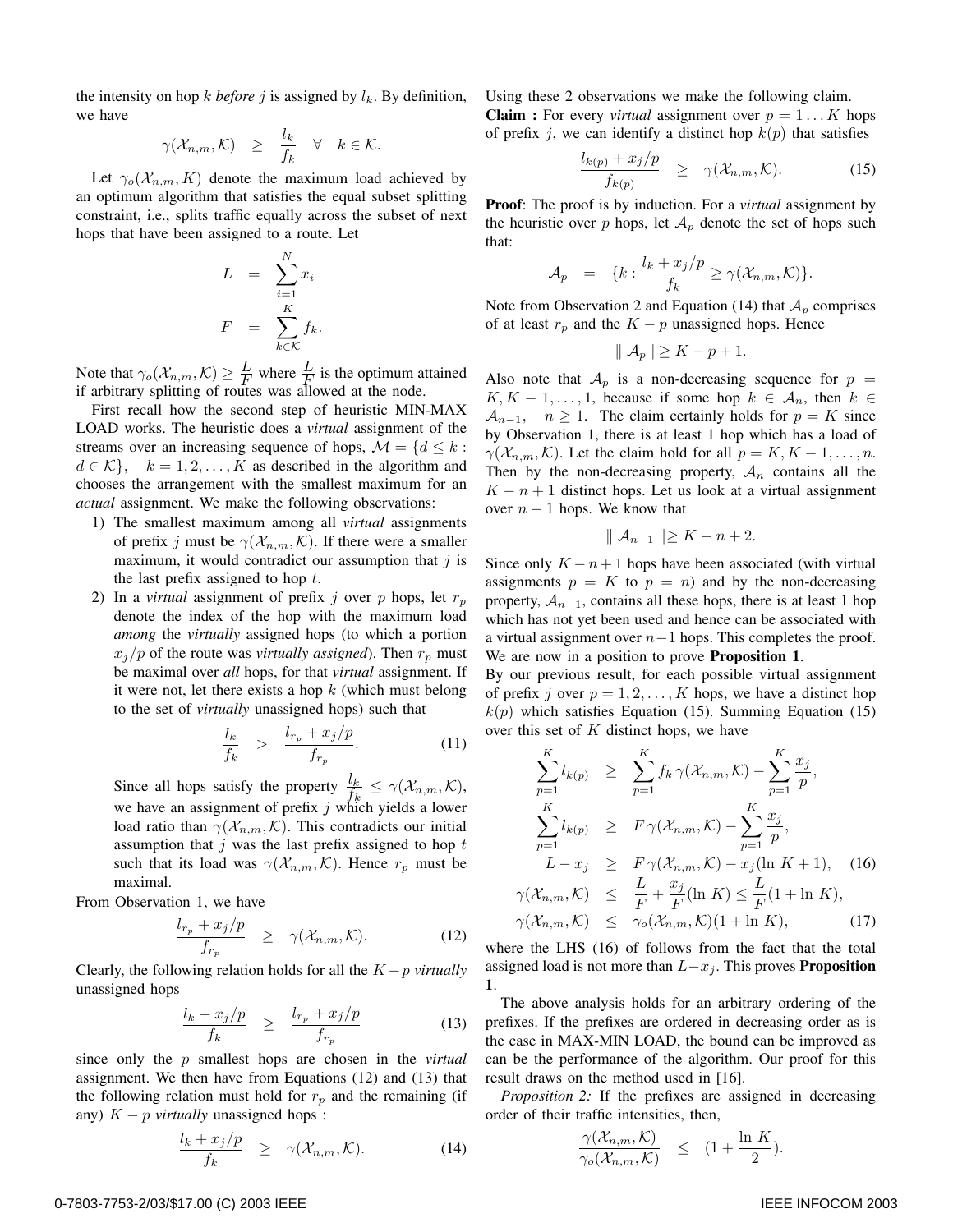the intensity on hop $k$ *before* $j$ is assigned by $l_k$. By definition, we have

$$\gamma(\mathcal{X}_{n,m}, \mathcal{K}) \quad \geq \quad \frac{l_k}{f_k} \quad \forall \quad k \in \mathcal{K}.$$

Let $\gamma_o(\mathcal{X}_{n,m}, K)$ denote the maximum load achieved by an optimum algorithm that satisfies the equal subset splitting constraint, i.e., splits traffic equally across the subset of next hops that have been assigned to a route. Let

$$L \quad = \quad \sum_{i=1}^{N} x_i$$

$$F \quad = \quad \sum_{k \in \mathcal{K}}^{K} f_k.$$

Note that $\gamma_o(\mathcal{X}_{n,m}, \mathcal{K}) \geq \frac{L}{F}$ where $\frac{L}{F}$ is the optimum attained if arbitrary splitting of routes was allowed at the node.

First recall how the second step of heuristic MIN-MAX LOAD works. The heuristic does a *virtual* assignment of the streams over an increasing sequence of hops, $\mathcal{M} = \{d \leq k : d \in \mathcal{K}\}, \quad k = 1, 2, \ldots, K$ as described in the algorithm and chooses the arrangement with the smallest maximum for an *actual* assignment. We make the following observations:

1) The smallest maximum among all *virtual* assignments of prefix $j$ must be $\gamma(\mathcal{X}_{n,m}, \mathcal{K})$. If there were a smaller maximum, it would contradict our assumption that $j$ is the last prefix assigned to hop $t$.
2) In a *virtual* assignment of prefix $j$ over $p$ hops, let $r_p$ denote the index of the hop with the maximum load *among* the *virtually* assigned hops (to which a portion $x_j/p$ of the route was *virtually assigned*). Then $r_p$ must be maximal over *all* hops, for that *virtual* assignment. If it were not, let there exists a hop $k$ (which must belong to the set of *virtually* unassigned hops) such that

$$\frac{l_k}{f_k} \quad > \quad \frac{l_{r_p} + x_j/p}{f_{r_p}}. \qquad (11)$$

Since all hops satisfy the property $\frac{l_k}{f_k} \leq \gamma(\mathcal{X}_{n,m}, \mathcal{K})$, we have an assignment of prefix $j$ which yields a lower load ratio than $\gamma(\mathcal{X}_{n,m}, \mathcal{K})$. This contradicts our initial assumption that $j$ was the last prefix assigned to hop $t$ such that its load was $\gamma(\mathcal{X}_{n,m}, \mathcal{K})$. Hence $r_p$ must be maximal.

From Observation 1, we have

$$\frac{l_{r_p} + x_j/p}{f_{r_p}} \quad \geq \quad \gamma(\mathcal{X}_{n,m}, \mathcal{K}). \qquad (12)$$

Clearly, the following relation holds for all the $K-p$ *virtually* unassigned hops

$$\frac{l_k + x_j/p}{f_k} \quad \geq \quad \frac{l_{r_p} + x_j/p}{f_{r_p}} \qquad (13)$$

since only the $p$ smallest hops are chosen in the *virtual* assignment. We then have from Equations (12) and (13) that the following relation must hold for $r_p$ and the remaining (if any) $K-p$ *virtually* unassigned hops :

$$\frac{l_k + x_j/p}{f_k} \quad \geq \quad \gamma(\mathcal{X}_{n,m}, \mathcal{K}). \qquad (14)$$

Using these 2 observations we make the following claim.

**Claim :** For every *virtual* assignment over $p = 1 \ldots K$ hops of prefix $j$, we can identify a distinct hop $k(p)$ that satisfies

$$\frac{l_{k(p)} + x_j/p}{f_{k(p)}} \quad \geq \quad \gamma(\mathcal{X}_{n,m}, \mathcal{K}). \qquad (15)$$

**Proof**: The proof is by induction. For a *virtual* assignment by the heuristic over $p$ hops, let $\mathcal{A}_p$ denote the set of hops such that:

$$\mathcal{A}_p \quad = \quad \{k : \frac{l_k + x_j/p}{f_k} \geq \gamma(\mathcal{X}_{n,m}, \mathcal{K})\}.$$

Note from Observation 2 and Equation (14) that $\mathcal{A}_p$ comprises of at least $r_p$ and the $K-p$ unassigned hops. Hence

$$\| \mathcal{A}_p \| \geq K - p + 1.$$

Also note that $\mathcal{A}_p$ is a non-decreasing sequence for $p = K, K-1, \ldots, 1$, because if some hop $k \in \mathcal{A}_n$, then $k \in \mathcal{A}_{n-1}, \quad n \geq 1$. The claim certainly holds for $p = K$ since by Observation 1, there is at least 1 hop which has a load of $\gamma(\mathcal{X}_{n,m}, \mathcal{K})$. Let the claim hold for all $p = K, K-1, \ldots, n$. Then by the non-decreasing property, $\mathcal{A}_n$ contains all the $K-n+1$ distinct hops. Let us look at a virtual assignment over $n-1$ hops. We know that

$$\| \mathcal{A}_{n-1} \| \geq K - n + 2.$$

Since only $K-n+1$ hops have been associated (with virtual assignments $p = K$ to $p = n$) and by the non-decreasing property, $\mathcal{A}_{n-1}$, contains all these hops, there is at least 1 hop which has not yet been used and hence can be associated with a virtual assignment over $n-1$ hops. This completes the proof. We are now in a position to prove **Proposition 1**.

By our previous result, for each possible virtual assignment of prefix $j$ over $p = 1, 2, \ldots, K$ hops, we have a distinct hop $k(p)$ which satisfies Equation (15). Summing Equation (15) over this set of $K$ distinct hops, we have

$$\sum_{p=1}^{K} l_{k(p)} \quad \geq \quad \sum_{p=1}^{K} f_k \, \gamma(\mathcal{X}_{n,m}, \mathcal{K}) - \sum_{p=1}^{K} \frac{x_j}{p},$$

$$\sum_{p=1}^{K} l_{k(p)} \quad \geq \quad F \, \gamma(\mathcal{X}_{n,m}, \mathcal{K}) - \sum_{p=1}^{K} \frac{x_j}{p},$$

$$L - x_j \quad \geq \quad F \, \gamma(\mathcal{X}_{n,m}, \mathcal{K}) - x_j(\ln K + 1), \qquad (16)$$

$$\gamma(\mathcal{X}_{n,m}, \mathcal{K}) \quad \leq \quad \frac{L}{F} + \frac{x_j}{F}(\ln K) \leq \frac{L}{F}(1 + \ln K),$$

$$\gamma(\mathcal{X}_{n,m}, \mathcal{K}) \quad \leq \quad \gamma_o(\mathcal{X}_{n,m}, \mathcal{K})(1 + \ln K), \qquad (17)$$

where the LHS (16) of follows from the fact that the total assigned load is not more than $L - x_j$. This proves **Proposition 1**.

The above analysis holds for an arbitrary ordering of the prefixes. If the prefixes are ordered in decreasing order as is the case in MAX-MIN LOAD, the bound can be improved as can be the performance of the algorithm. Our proof for this result draws on the method used in [16].

*Proposition 2:* If the prefixes are assigned in decreasing order of their traffic intensities, then,

$$\frac{\gamma(\mathcal{X}_{n,m}, \mathcal{K})}{\gamma_o(\mathcal{X}_{n,m}, \mathcal{K})} \quad \leq \quad (1 + \frac{\ln K}{2}).$$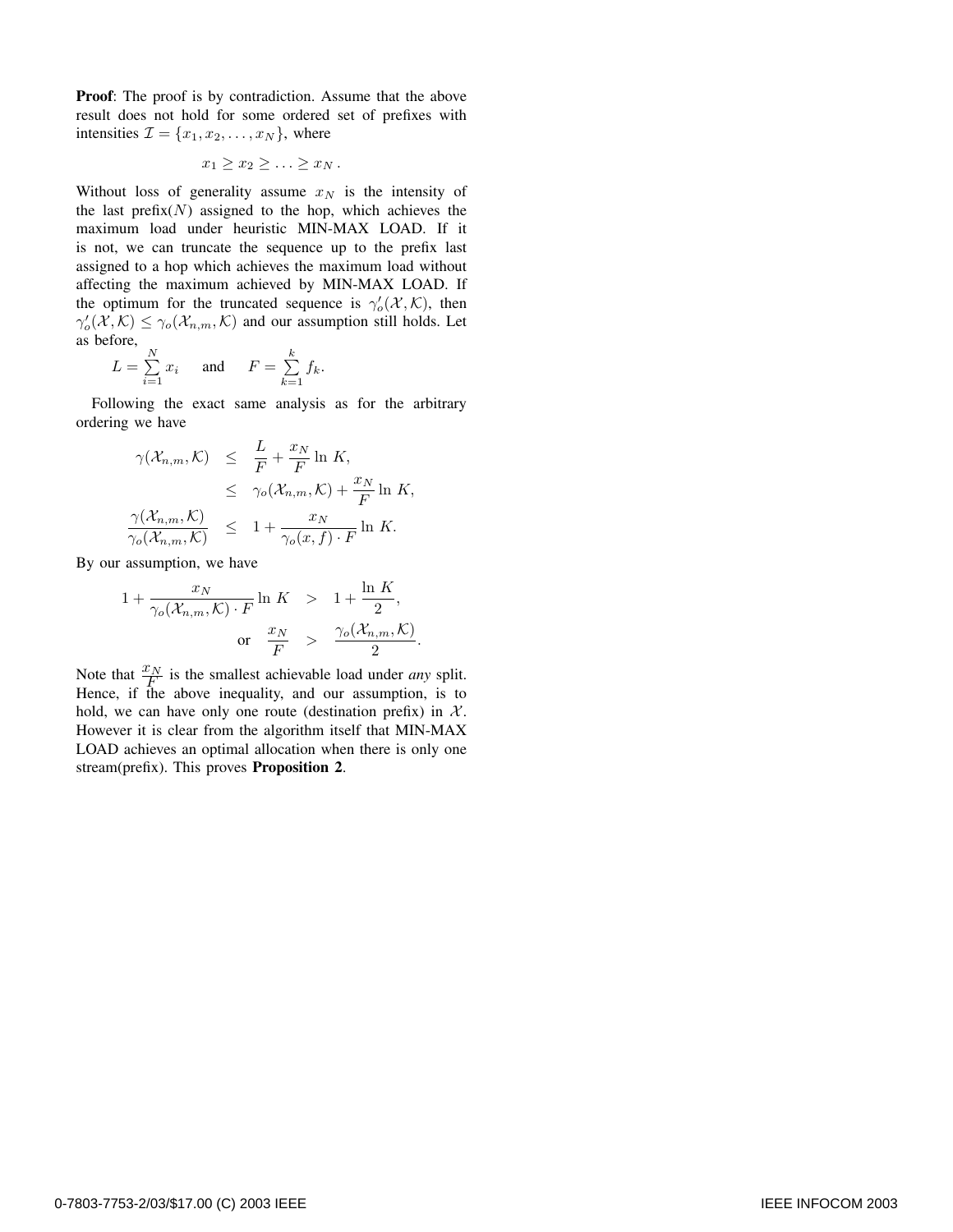**Proof**: The proof is by contradiction. Assume that the above result does not hold for some ordered set of prefixes with intensities $\mathcal{I} = \{x_1, x_2, \ldots, x_N\}$, where

$$x_1 \geq x_2 \geq \ldots \geq x_N .$$

Without loss of generality assume $x_N$ is the intensity of the last prefix($N$) assigned to the hop, which achieves the maximum load under heuristic MIN-MAX LOAD. If it is not, we can truncate the sequence up to the prefix last assigned to a hop which achieves the maximum load without affecting the maximum achieved by MIN-MAX LOAD. If the optimum for the truncated sequence is $\gamma'_o(\mathcal{X}, \mathcal{K})$, then $\gamma'_o(\mathcal{X}, \mathcal{K}) \leq \gamma_o(\mathcal{X}_{n,m}, \mathcal{K})$ and our assumption still holds. Let as before,

$$L = \sum_{i=1}^{N} x_i \quad \text{ and } \quad F = \sum_{k=1}^{k} f_k.$$

Following the exact same analysis as for the arbitrary ordering we have

$$\begin{aligned}
\gamma(\mathcal{X}_{n,m}, \mathcal{K}) &\leq \frac{L}{F} + \frac{x_N}{F} \ln K, \\
&\leq \gamma_o(\mathcal{X}_{n,m}, \mathcal{K}) + \frac{x_N}{F} \ln K, \\
\frac{\gamma(\mathcal{X}_{n,m}, \mathcal{K})}{\gamma_o(\mathcal{X}_{n,m}, \mathcal{K})} &\leq 1 + \frac{x_N}{\gamma_o(x, f) \cdot F} \ln K.
\end{aligned}$$

By our assumption, we have

$$\begin{aligned}
1 + \frac{x_N}{\gamma_o(\mathcal{X}_{n,m}, \mathcal{K}) \cdot F} \ln K &> 1 + \frac{\ln K}{2}, \\
\text{or} \quad \frac{x_N}{F} &> \frac{\gamma_o(\mathcal{X}_{n,m}, \mathcal{K})}{2}.
\end{aligned}$$

Note that $\frac{x_N}{F}$ is the smallest achievable load under *any* split. Hence, if the above inequality, and our assumption, is to hold, we can have only one route (destination prefix) in $\mathcal{X}$. However it is clear from the algorithm itself that MIN-MAX LOAD achieves an optimal allocation when there is only one stream(prefix). This proves **Proposition 2**.